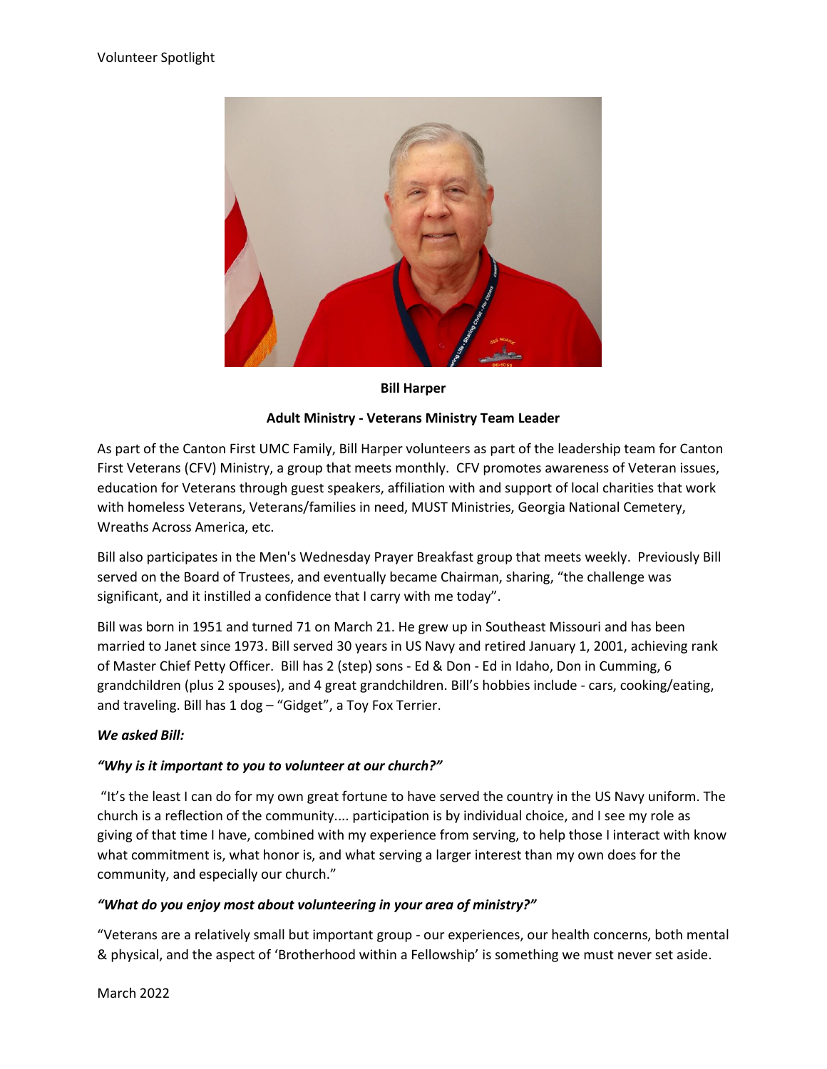Volunteer Spotlight

**Bill Harper**

**Adult Ministry - Veterans Ministry Team Leader**

As part of the Canton First UMC Family, Bill Harper volunteers as part of the leadership team for Canton First Veterans (CFV) Ministry, a group that meets monthly. CFV promotes awareness of Veteran issues, education for Veterans through guest speakers, affiliation with and support of local charities that work with homeless Veterans, Veterans/families in need, MUST Ministries, Georgia National Cemetery, Wreaths Across America, etc.

Bill also participates in the Men's Wednesday Prayer Breakfast group that meets weekly. Previously Bill served on the Board of Trustees, and eventually became Chairman, sharing, "the challenge was significant, and it instilled a confidence that I carry with me today".

Bill was born in 1951 and turned 71 on March 21. He grew up in Southeast Missouri and has been married to Janet since 1973. Bill served 30 years in US Navy and retired January 1, 2001, achieving rank of Master Chief Petty Officer. Bill has 2 (step) sons - Ed & Don - Ed in Idaho, Don in Cumming, 6 grandchildren (plus 2 spouses), and 4 great grandchildren. Bill's hobbies include - cars, cooking/eating, and traveling. Bill has 1 dog – "Gidget", a Toy Fox Terrier.

***We asked Bill:***

***"Why is it important to you to volunteer at our church?"***

"It's the least I can do for my own great fortune to have served the country in the US Navy uniform. The church is a reflection of the community.... participation is by individual choice, and I see my role as giving of that time I have, combined with my experience from serving, to help those I interact with know what commitment is, what honor is, and what serving a larger interest than my own does for the community, and especially our church."

***"What do you enjoy most about volunteering in your area of ministry?"***

"Veterans are a relatively small but important group - our experiences, our health concerns, both mental & physical, and the aspect of 'Brotherhood within a Fellowship' is something we must never set aside.

March 2022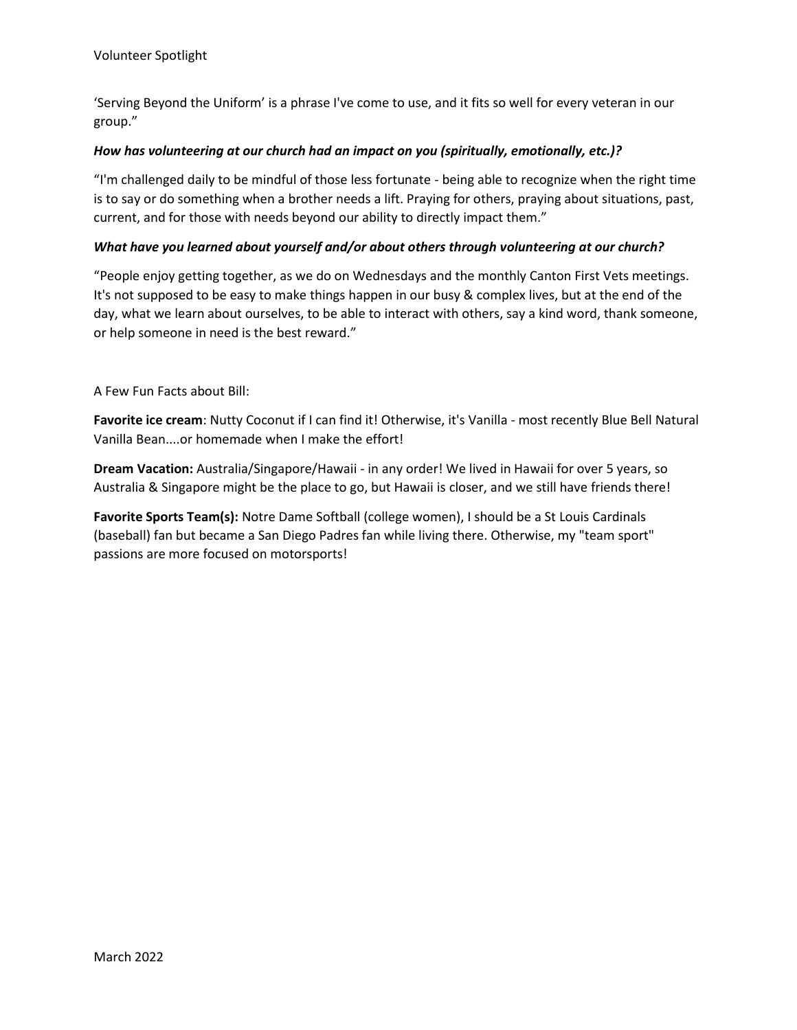'Serving Beyond the Uniform' is a phrase I've come to use, and it fits so well for every veteran in our group."

***How has volunteering at our church had an impact on you (spiritually, emotionally, etc.)?***

"I'm challenged daily to be mindful of those less fortunate - being able to recognize when the right time is to say or do something when a brother needs a lift. Praying for others, praying about situations, past, current, and for those with needs beyond our ability to directly impact them."

***What have you learned about yourself and/or about others through volunteering at our church?***

"People enjoy getting together, as we do on Wednesdays and the monthly Canton First Vets meetings. It's not supposed to be easy to make things happen in our busy & complex lives, but at the end of the day, what we learn about ourselves, to be able to interact with others, say a kind word, thank someone, or help someone in need is the best reward."

A Few Fun Facts about Bill:

**Favorite ice cream**: Nutty Coconut if I can find it! Otherwise, it's Vanilla - most recently Blue Bell Natural Vanilla Bean....or homemade when I make the effort!

**Dream Vacation:** Australia/Singapore/Hawaii - in any order! We lived in Hawaii for over 5 years, so Australia & Singapore might be the place to go, but Hawaii is closer, and we still have friends there!

**Favorite Sports Team(s):** Notre Dame Softball (college women), I should be a St Louis Cardinals (baseball) fan but became a San Diego Padres fan while living there. Otherwise, my "team sport" passions are more focused on motorsports!